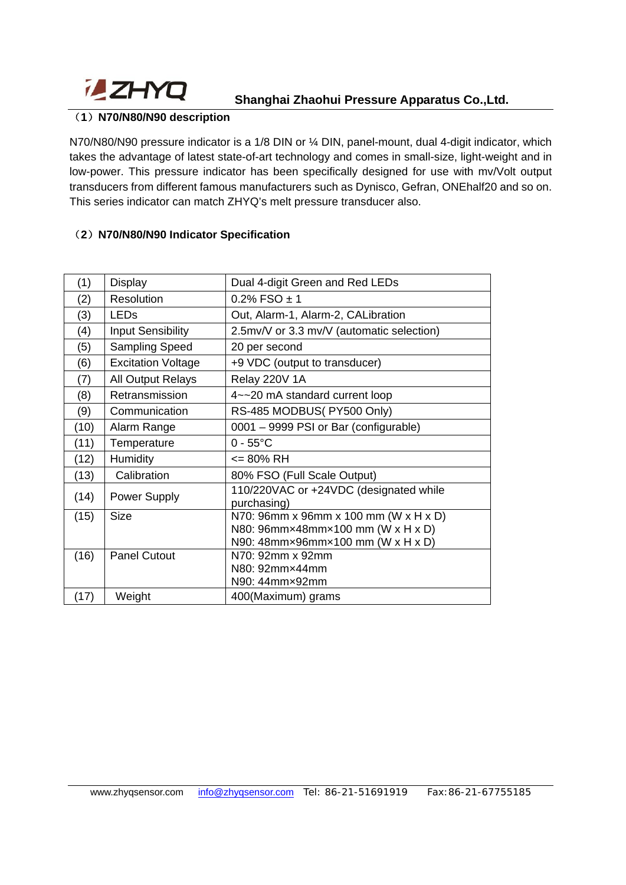Shanghai Zhaohui Pressure Apparatus Co.,Ltd.

## （1）N70/N80/N90 description

N70/N80/N90 pressure indicator is a 1/8 DIN or ¼ DIN, panel-mount, dual 4-digit indicator, which takes the advantage of latest state-of-art technology and comes in small-size, light-weight and in low-power. This pressure indicator has been specifically designed for use with mv/Volt output transducers from different famous manufacturers such as Dynisco, Gefran, ONEhalf20 and so on. This series indicator can match ZHYQ's melt pressure transducer also.

## （2）N70/N80/N90 Indicator Specification

| | | |
|---|---|---|
| (1) | Display | Dual 4-digit Green and Red LEDs |
| (2) | Resolution | 0.2% FSO ± 1 |
| (3) | LEDs | Out, Alarm-1, Alarm-2, CALibration |
| (4) | Input Sensibility | 2.5mv/V or 3.3 mv/V (automatic selection) |
| (5) | Sampling Speed | 20 per second |
| (6) | Excitation Voltage | +9 VDC (output to transducer) |
| (7) | All Output Relays | Relay 220V 1A |
| (8) | Retransmission | 4~~20 mA standard current loop |
| (9) | Communication | RS-485 MODBUS( PY500 Only) |
| (10) | Alarm Range | 0001 – 9999 PSI or Bar (configurable) |
| (11) | Temperature | 0 - 55°C |
| (12) | Humidity | <= 80% RH |
| (13) | Calibration | 80% FSO (Full Scale Output) |
| (14) | Power Supply | 110/220VAC or +24VDC (designated while purchasing) |
| (15) | Size | N70: 96mm x 96mm x 100 mm (W x H x D)<br>N80: 96mm×48mm×100 mm (W x H x D)<br>N90: 48mm×96mm×100 mm (W x H x D) |
| (16) | Panel Cutout | N70: 92mm x 92mm<br>N80: 92mm×44mm<br>N90: 44mm×92mm |
| (17) | Weight | 400(Maximum) grams |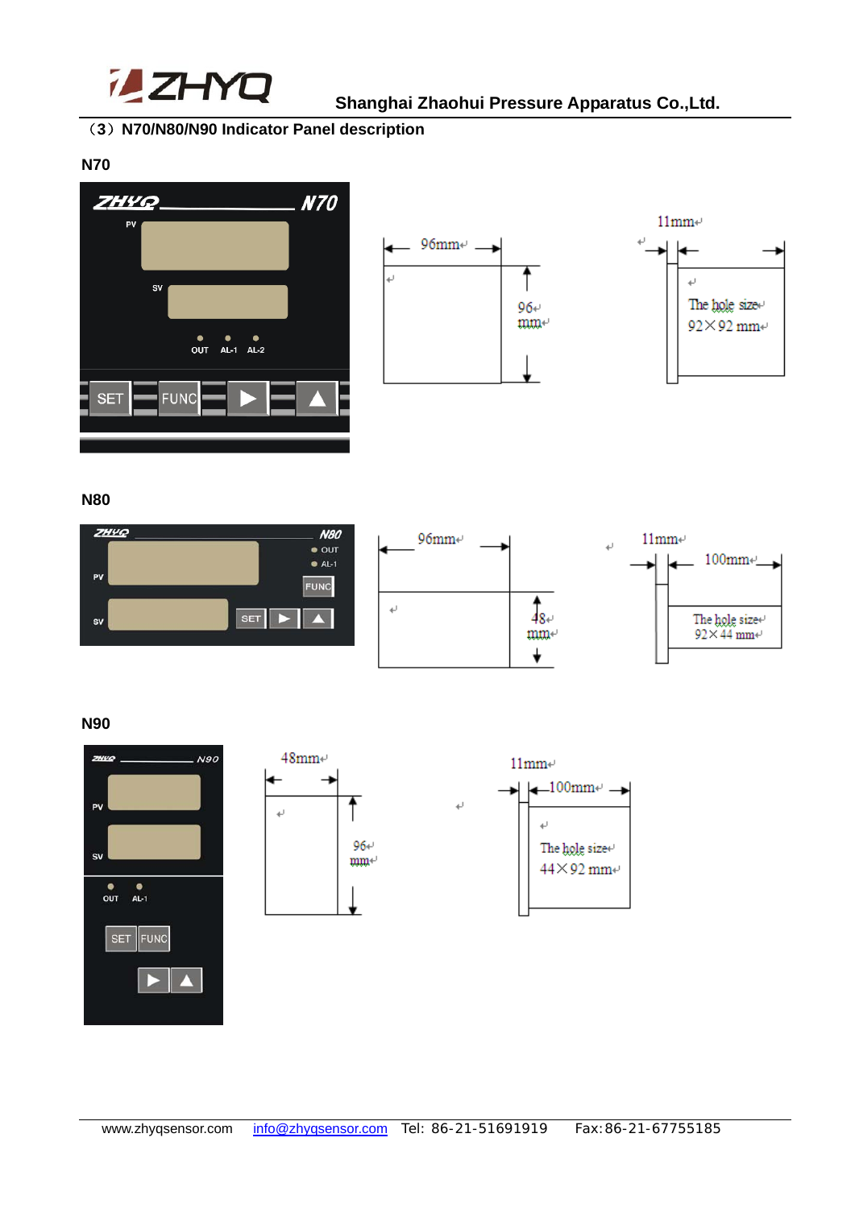（3）N70/N80/N90 Indicator Panel description

**N70**

ZHYQ N70

PV

SV

OUT AL-1 AL-2

SET FUNC ▶ ▲

96mm

96 mm

11mm

The hole size 92×92 mm

**N80**

ZHYQ N80

OUT AL-1

PV

FUNC

SV

SET ▶ ▲

96mm

48 mm

11mm 100mm

The hole size 92×44 mm

**N90**

ZHYQ N90

PV

SV

OUT AL-1

SET FUNC

▶ ▲

48mm

96 mm

11mm 100mm

The hole size 44×92 mm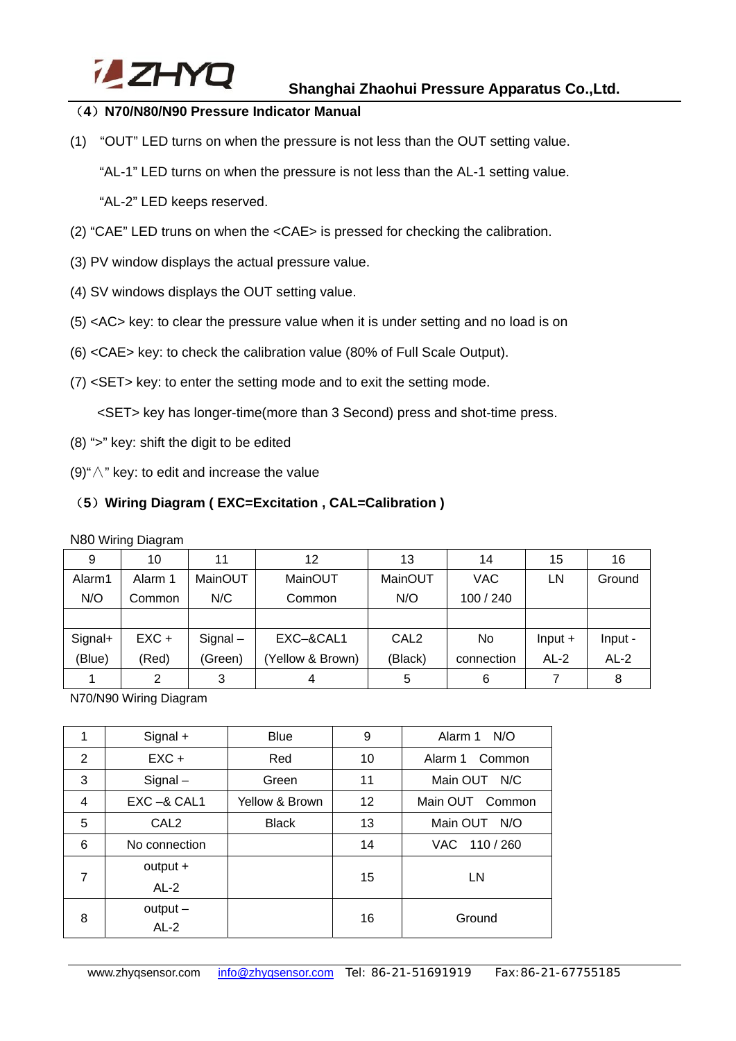## （4）N70/N80/N90 Pressure Indicator Manual

(1) “OUT” LED turns on when the pressure is not less than the OUT setting value.

“AL-1” LED turns on when the pressure is not less than the AL-1 setting value.

“AL-2” LED keeps reserved.

(2) “CAE” LED truns on when the <CAE> is pressed for checking the calibration.

(3) PV window displays the actual pressure value.

(4) SV windows displays the OUT setting value.

(5) <AC> key: to clear the pressure value when it is under setting and no load is on

(6) <CAE> key: to check the calibration value (80% of Full Scale Output).

(7) <SET> key: to enter the setting mode and to exit the setting mode.

<SET> key has longer-time(more than 3 Second) press and shot-time press.

(8) “>” key: shift the digit to be edited

(9)“∧” key: to edit and increase the value

## （5）Wiring Diagram ( EXC=Excitation , CAL=Calibration )

N80 Wiring Diagram

| 9 | 10 | 11 | 12 | 13 | 14 | 15 | 16 |
|---|---|---|---|---|---|---|---|
| Alarm1 N/O | Alarm 1 Common | MainOUT N/C | MainOUT Common | MainOUT N/O | VAC 100 / 240 | LN | Ground |
| | | | | | | | |
| Signal+ (Blue) | EXC + (Red) | Signal – (Green) | EXC–&CAL1 (Yellow & Brown) | CAL2 (Black) | No connection | Input + AL-2 | Input - AL-2 |
| 1 | 2 | 3 | 4 | 5 | 6 | 7 | 8 |

N70/N90 Wiring Diagram

| 1 | Signal + | Blue | 9 | Alarm 1 N/O |
|---|---|---|---|---|
| 2 | EXC + | Red | 10 | Alarm 1 Common |
| 3 | Signal – | Green | 11 | Main OUT N/C |
| 4 | EXC –& CAL1 | Yellow & Brown | 12 | Main OUT Common |
| 5 | CAL2 | Black | 13 | Main OUT N/O |
| 6 | No connection | | 14 | VAC 110 / 260 |
| 7 | output + AL-2 | | 15 | LN |
| 8 | output – AL-2 | | 16 | Ground |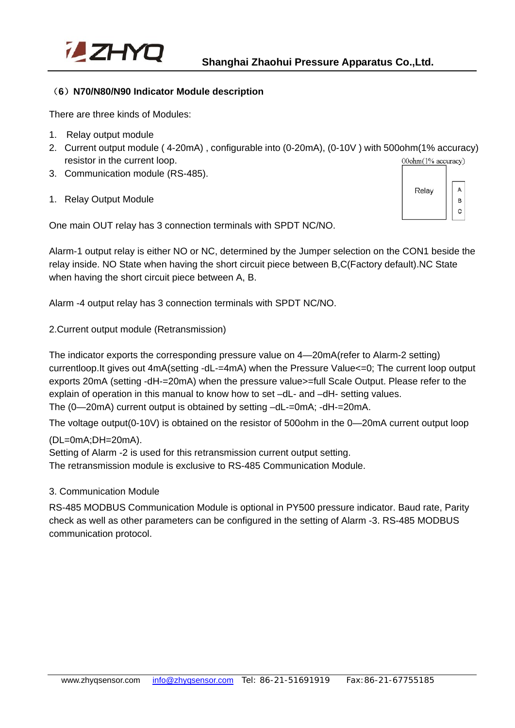## （6）N70/N80/N90 Indicator Module description

There are three kinds of Modules:

1. Relay output module
2. Current output module ( 4-20mA) , configurable into (0-20mA), (0-10V ) with 500ohm(1% accuracy) resistor in the current loop.
3. Communication module (RS-485).

00ohm(1% accuracy)

| Relay | A<br>B<br>C |
|---|---|

1. Relay Output Module

One main OUT relay has 3 connection terminals with SPDT NC/NO.

Alarm-1 output relay is either NO or NC, determined by the Jumper selection on the CON1 beside the relay inside. NO State when having the short circuit piece between B,C(Factory default).NC State when having the short circuit piece between A, B.

Alarm -4 output relay has 3 connection terminals with SPDT NC/NO.

2.Current output module (Retransmission)

The indicator exports the corresponding pressure value on 4—20mA(refer to Alarm-2 setting) currentloop.It gives out 4mA(setting -dL-=4mA) when the Pressure Value<=0; The current loop output exports 20mA (setting -dH-=20mA) when the pressure value>=full Scale Output. Please refer to the explain of operation in this manual to know how to set –dL- and –dH- setting values.
The (0—20mA) current output is obtained by setting –dL-=0mA; -dH-=20mA.

The voltage output(0-10V) is obtained on the resistor of 500ohm in the 0—20mA current output loop (DL=0mA;DH=20mA).
Setting of Alarm -2 is used for this retransmission current output setting.
The retransmission module is exclusive to RS-485 Communication Module.

3. Communication Module

RS-485 MODBUS Communication Module is optional in PY500 pressure indicator. Baud rate, Parity check as well as other parameters can be configured in the setting of Alarm -3. RS-485 MODBUS communication protocol.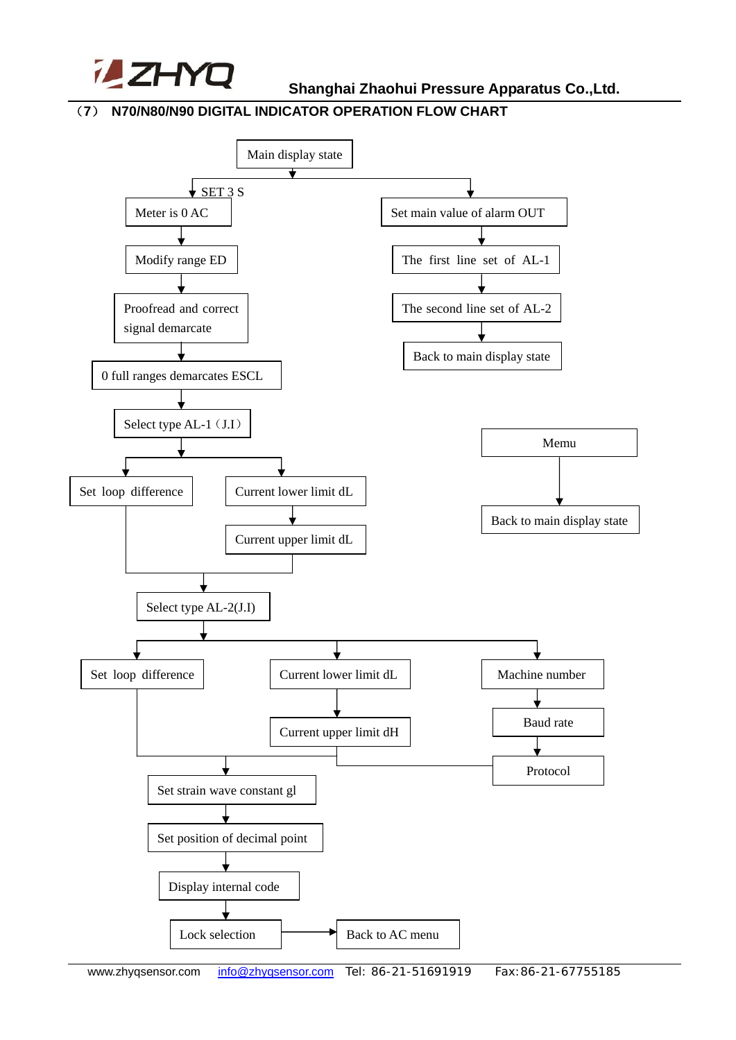## （7） N70/N80/N90 DIGITAL INDICATOR OPERATION FLOW CHART

Main display state

SET 3 S

- Meter is 0 AC
- Modify range ED
- Proofread and correct signal demarcate
- 0 full ranges demarcates ESCL
- Select type AL-1（J.I）
  - Set loop difference
  - Current lower limit dL
  - Current upper limit dL
- Select type AL-2(J.I)
  - Set loop difference
  - Current lower limit dL
  - Current upper limit dH
  - Machine number
  - Baud rate
  - Protocol
- Set strain wave constant gl
- Set position of decimal point
- Display internal code
- Lock selection → Back to AC menu

Set main value of alarm OUT

- The first line set of AL-1
- The second line set of AL-2
- Back to main display state

Memu

- Back to main display state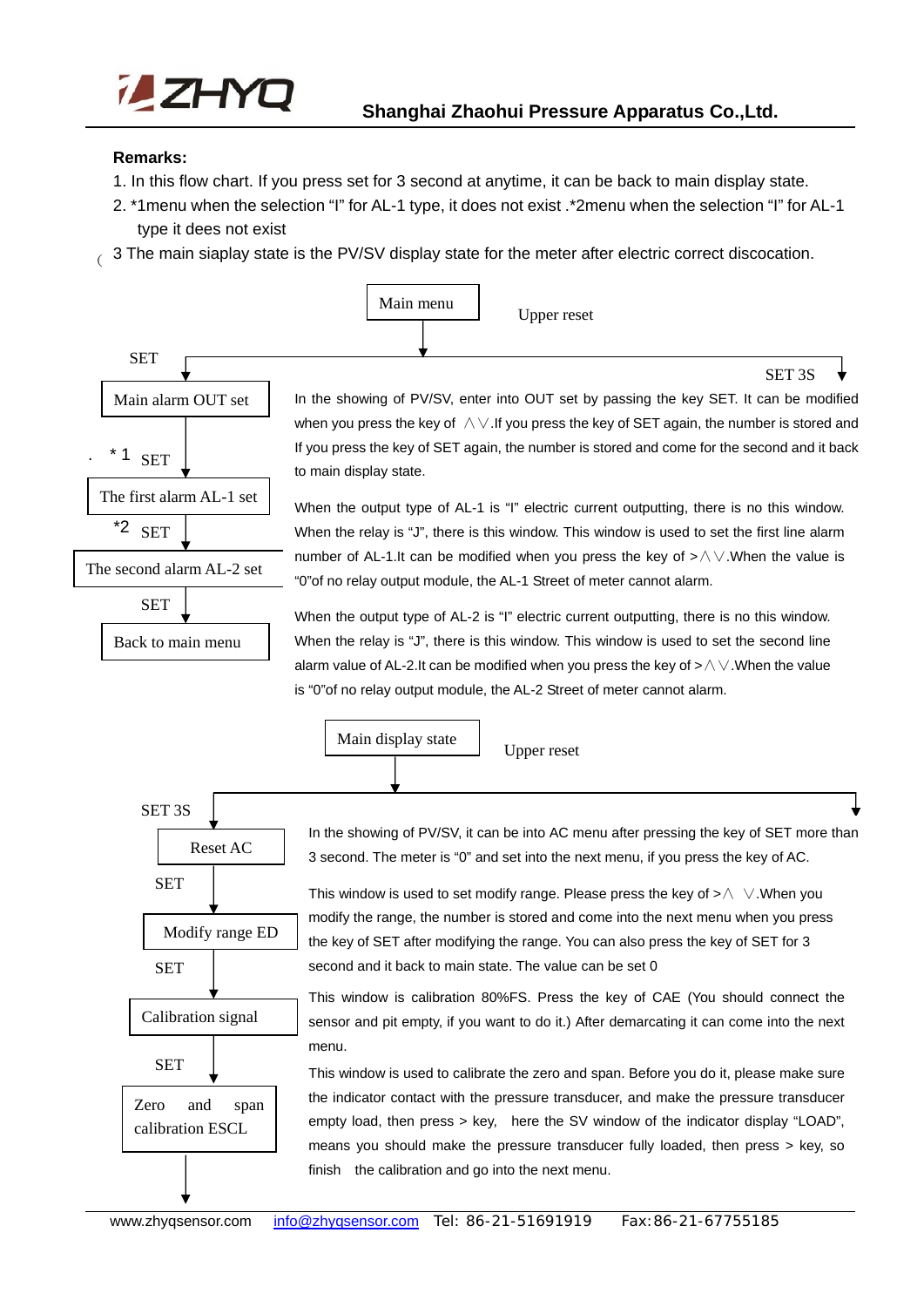**Remarks:**

1. In this flow chart. If you press set for 3 second at anytime, it can be back to main display state.
2. *1menu when the selection "I" for AL-1 type, it does not exist .*2menu when the selection "I" for AL-1 type it dees not exist
3. The main siaplay state is the PV/SV display state for the meter after electric correct discocation.

Main menu — Upper reset

SET — SET 3S

**Main alarm OUT set**

In the showing of PV/SV, enter into OUT set by passing the key SET. It can be modified when you press the key of ∧∨.If you press the key of SET again, the number is stored and If you press the key of SET again, the number is stored and come for the second and it back to main display state.

*1 SET

**The first alarm AL-1 set**

When the output type of AL-1 is "I" electric current outputting, there is no this window. When the relay is "J", there is this window. This window is used to set the first line alarm number of AL-1.It can be modified when you press the key of >∧∨.When the value is "0"of no relay output module, the AL-1 Street of meter cannot alarm.

*2 SET

**The second alarm AL-2 set**

When the output type of AL-2 is "I" electric current outputting, there is no this window. When the relay is "J", there is this window. This window is used to set the second line alarm value of AL-2.It can be modified when you press the key of >∧∨.When the value is "0"of no relay output module, the AL-2 Street of meter cannot alarm.

SET

**Back to main menu**

Main display state — Upper reset

SET 3S

**Reset AC**

In the showing of PV/SV, it can be into AC menu after pressing the key of SET more than 3 second. The meter is "0" and set into the next menu, if you press the key of AC.

SET

**Modify range ED**

This window is used to set modify range. Please press the key of >∧ ∨.When you modify the range, the number is stored and come into the next menu when you press the key of SET after modifying the range. You can also press the key of SET for 3 second and it back to main state. The value can be set 0

SET

**Calibration signal**

This window is calibration 80%FS. Press the key of CAE (You should connect the sensor and pit empty, if you want to do it.) After demarcating it can come into the next menu.

SET

**Zero and span calibration ESCL**

This window is used to calibrate the zero and span. Before you do it, please make sure the indicator contact with the pressure transducer, and make the pressure transducer empty load, then press > key, here the SV window of the indicator display "LOAD", means you should make the pressure transducer fully loaded, then press > key, so finish the calibration and go into the next menu.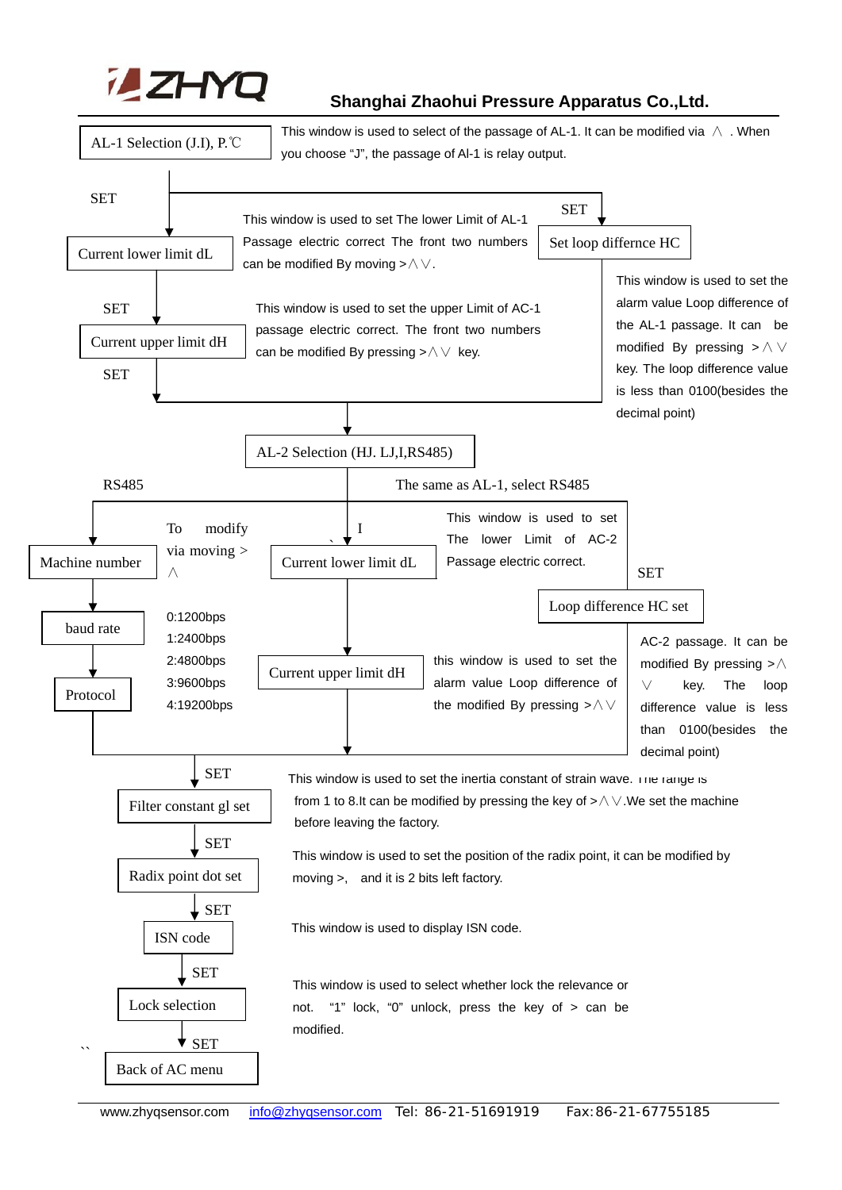**AL-1 Selection (J.I), P.℃**

This window is used to select of the passage of AL-1. It can be modified via ∧ . When you choose "J", the passage of Al-1 is relay output.

SET

**Current lower limit dL**

This window is used to set The lower Limit of AL-1 Passage electric correct The front two numbers can be modified By moving >∧∨.

SET

**Current upper limit dH**

This window is used to set the upper Limit of AC-1 passage electric correct. The front two numbers can be modified By pressing >∧∨ key.

SET

**Set loop differnce HC**

This window is used to set the alarm value Loop difference of the AL-1 passage. It can be modified By pressing >∧∨ key. The loop difference value is less than 0100(besides the decimal point)

**AL-2 Selection (HJ. LJ,I,RS485)**

RS485

The same as AL-1, select RS485

**Machine number**

To modify via moving > ∧

**baud rate**

0:1200bps
1:2400bps
2:4800bps
3:9600bps
4:19200bps

**Protocol**

I

**Current lower limit dL**

This window is used to set The lower Limit of AC-2 Passage electric correct.

**Current upper limit dH**

this window is used to set the alarm value Loop difference of the modified By pressing >∧∨

SET

**Loop difference HC set**

AC-2 passage. It can be modified By pressing >∧∨ key. The loop difference value is less than 0100(besides the decimal point)

SET

**Filter constant gl set**

This window is used to set the inertia constant of strain wave. The range is from 1 to 8.It can be modified by pressing the key of >∧∨.We set the machine before leaving the factory.

SET

**Radix point dot set**

This window is used to set the position of the radix point, it can be modified by moving >, and it is 2 bits left factory.

SET

**ISN code**

This window is used to display ISN code.

SET

**Lock selection**

This window is used to select whether lock the relevance or not. "1" lock, "0" unlock, press the key of > can be modified.

SET

**Back of AC menu**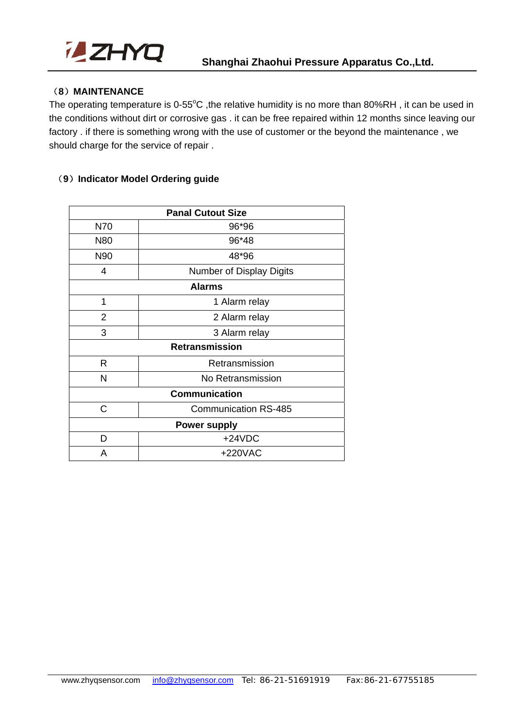## （8）MAINTENANCE

The operating temperature is 0-55°C ,the relative humidity is no more than 80%RH , it can be used in the conditions without dirt or corrosive gas . it can be free repaired within 12 months since leaving our factory . if there is something wrong with the use of customer or the beyond the maintenance , we should charge for the service of repair .

## （9）Indicator Model Ordering guide

| **Panal Cutout Size** | |
|---|---|
| N70 | 96*96 |
| N80 | 96*48 |
| N90 | 48*96 |
| 4 | Number of Display Digits |
| **Alarms** | |
| 1 | 1 Alarm relay |
| 2 | 2 Alarm relay |
| 3 | 3 Alarm relay |
| **Retransmission** | |
| R | Retransmission |
| N | No Retransmission |
| **Communication** | |
| C | Communication RS-485 |
| **Power supply** | |
| D | +24VDC |
| A | +220VAC |